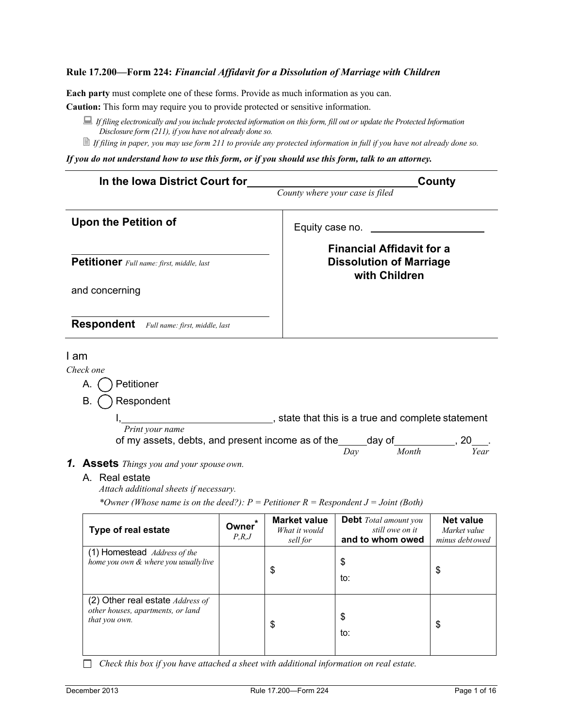**Rule 17.200—Form 224:** ***Financial Affidavit for a Dissolution of Marriage with Children***

**Each party** must complete one of these forms. Provide as much information as you can.

**Caution:** This form may require you to provide protected or sensitive information.

- *If filing electronically and you include protected information on this form, fill out or update the Protected Information Disclosure form (211), if you have not already done so.*
- *If filing in paper, you may use form 211 to provide any protected information in full if you have not already done so.*

***If you do not understand how to use this form, or if you should use this form, talk to an attorney.***

**In the Iowa District Court for \_\_\_\_\_\_\_\_\_\_\_\_\_\_\_\_\_\_\_\_\_\_\_\_\_\_\_\_ County**
*County where your case is filed*

| | |
|---|---|
| **Upon the Petition of**<br><br>\_\_\_\_\_\_\_\_\_\_\_\_\_\_\_\_\_\_\_\_\_\_\_\_\_\_\_\_\_\_\_\_<br>**Petitioner** *Full name: first, middle, last*<br><br>and concerning<br><br>\_\_\_\_\_\_\_\_\_\_\_\_\_\_\_\_\_\_\_\_\_\_\_\_\_\_\_\_\_\_\_\_<br>**Respondent** *Full name: first, middle, last* | Equity case no. \_\_\_\_\_\_\_\_\_\_\_\_\_\_\_\_\_\_\_\_<br><br>**Financial Affidavit for a Dissolution of Marriage with Children** |

I am
*Check one*

A. ◯ Petitioner
B. ◯ Respondent

I, \_\_\_\_\_\_\_\_\_\_\_\_\_\_\_\_\_\_\_\_\_\_\_\_\_\_\_\_, state that this is a true and complete statement
*Print your name*
of my assets, debts, and present income as of the \_\_\_\_\_ day of \_\_\_\_\_\_\_\_\_\_\_, 20\_\_\_.
*Day Month Year*

## 1. Assets *Things you and your spouse own.*

A. Real estate
*Attach additional sheets if necessary.*
*\*Owner (Whose name is on the deed?): P = Petitioner R = Respondent J = Joint (Both)*

| Type of real estate | Owner* *P,R,J* | Market value *What it would sell for* | Debt *Total amount you still owe on it* and to whom owed | Net value *Market value minus debt owed* |
|---|---|---|---|---|
| (1) Homestead *Address of the home you own & where you usually live* | | $ | $<br>to: | $ |
| (2) Other real estate *Address of other houses, apartments, or land that you own.* | | $ | $<br>to: | $ |

☐ *Check this box if you have attached a sheet with additional information on real estate.*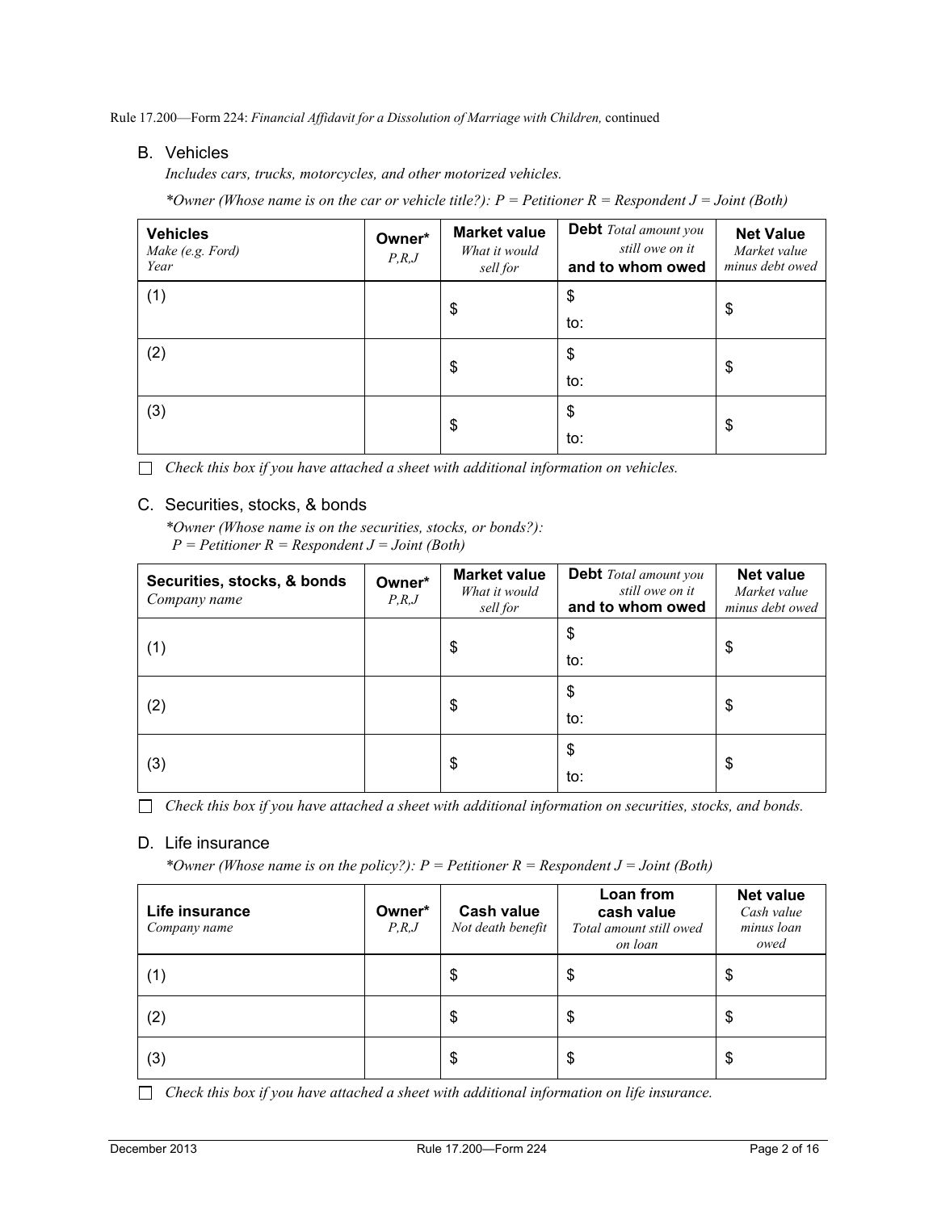Rule 17.200—Form 224: *Financial Affidavit for a Dissolution of Marriage with Children,* continued

### B. Vehicles

*Includes cars, trucks, motorcycles, and other motorized vehicles.*

**Owner (Whose name is on the car or vehicle title?): P = Petitioner R = Respondent J = Joint (Both)*

| **Vehicles** *Make (e.g. Ford) Year* | **Owner*** *P,R,J* | **Market value** *What it would sell for* | **Debt** *Total amount you still owe on it* **and to whom owed** | **Net Value** *Market value minus debt owed* |
|---|---|---|---|---|
| (1) | | $ | $ to: | $ |
| (2) | | $ | $ to: | $ |
| (3) | | $ | $ to: | $ |

☐ *Check this box if you have attached a sheet with additional information on vehicles.*

### C. Securities, stocks, & bonds

**Owner (Whose name is on the securities, stocks, or bonds?): P = Petitioner R = Respondent J = Joint (Both)*

| **Securities, stocks, & bonds** *Company name* | **Owner*** *P,R,J* | **Market value** *What it would sell for* | **Debt** *Total amount you still owe on it* **and to whom owed** | **Net value** *Market value minus debt owed* |
|---|---|---|---|---|
| (1) | | $ | $ to: | $ |
| (2) | | $ | $ to: | $ |
| (3) | | $ | $ to: | $ |

☐ *Check this box if you have attached a sheet with additional information on securities, stocks, and bonds.*

### D. Life insurance

**Owner (Whose name is on the policy?): P = Petitioner R = Respondent J = Joint (Both)*

| **Life insurance** *Company name* | **Owner*** *P,R,J* | **Cash value** *Not death benefit* | **Loan from cash value** *Total amount still owed on loan* | **Net value** *Cash value minus loan owed* |
|---|---|---|---|---|
| (1) | | $ | $ | $ |
| (2) | | $ | $ | $ |
| (3) | | $ | $ | $ |

☐ *Check this box if you have attached a sheet with additional information on life insurance.*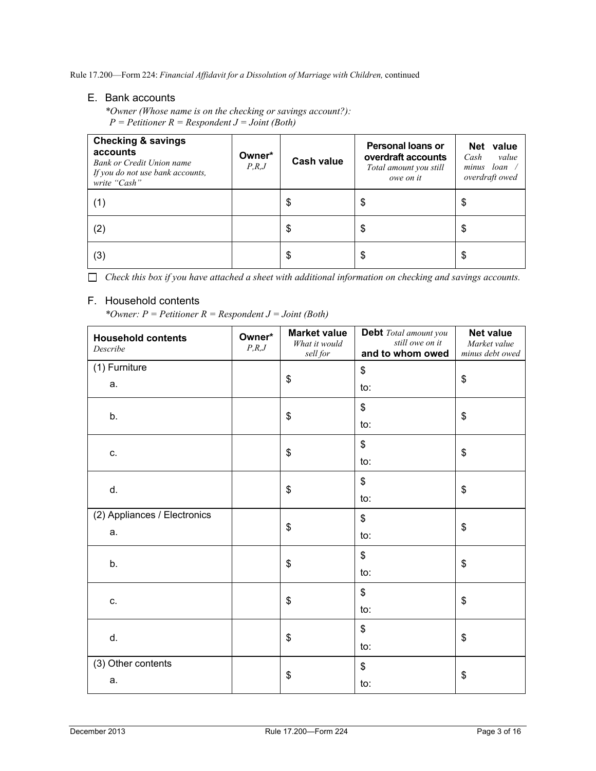Rule 17.200—Form 224: *Financial Affidavit for a Dissolution of Marriage with Children,* continued

## E. Bank accounts

*\*Owner (Whose name is on the checking or savings account?):*
*P = Petitioner R = Respondent J = Joint (Both)*

| **Checking & savings accounts** *Bank or Credit Union name If you do not use bank accounts, write "Cash"* | **Owner*** *P,R,J* | **Cash value** | **Personal loans or overdraft accounts** *Total amount you still owe on it* | **Net value** *Cash value minus loan / overdraft owed* |
|---|---|---|---|---|
| (1) | | $ | $ | $ |
| (2) | | $ | $ | $ |
| (3) | | $ | $ | $ |

☐ *Check this box if you have attached a sheet with additional information on checking and savings accounts.*

## F. Household contents

*\*Owner: P = Petitioner R = Respondent J = Joint (Both)*

| **Household contents** *Describe* | **Owner*** *P,R,J* | **Market value** *What it would sell for* | **Debt** *Total amount you still owe on it* **and to whom owed** | **Net value** *Market value minus debt owed* |
|---|---|---|---|---|
| (1) Furniture<br>a. | | $ | $<br>to: | $ |
| b. | | $ | $<br>to: | $ |
| c. | | $ | $<br>to: | $ |
| d. | | $ | $<br>to: | $ |
| (2) Appliances / Electronics<br>a. | | $ | $<br>to: | $ |
| b. | | $ | $<br>to: | $ |
| c. | | $ | $<br>to: | $ |
| d. | | $ | $<br>to: | $ |
| (3) Other contents<br>a. | | $ | $<br>to: | $ |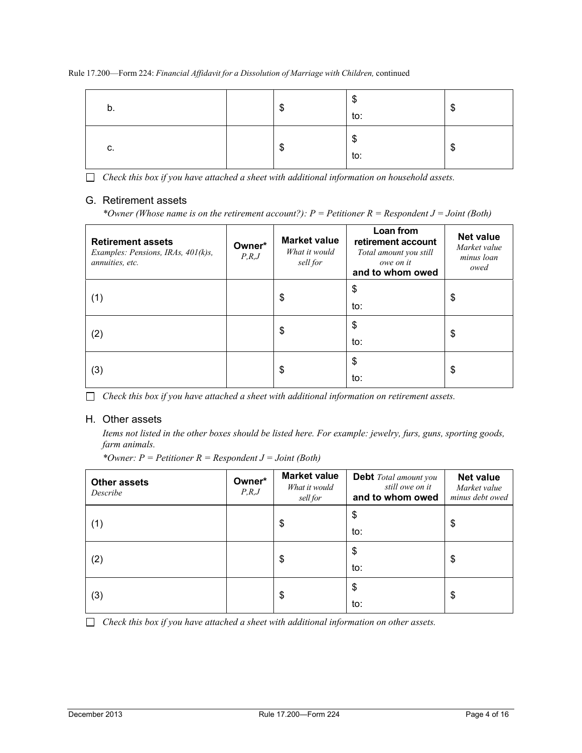| b. | | $ | $<br>to: | $ |
|---|---|---|---|---|
| c. | | $ | $<br>to: | $ |

☐ *Check this box if you have attached a sheet with additional information on household assets.*

## G. Retirement assets

*\*Owner (Whose name is on the retirement account?): P = Petitioner R = Respondent J = Joint (Both)*

| **Retirement assets**<br>*Examples: Pensions, IRAs, 401(k)s, annuities, etc.* | **Owner\***<br>*P,R,J* | **Market value**<br>*What it would sell for* | **Loan from retirement account**<br>*Total amount you still owe on it*<br>**and to whom owed** | **Net value**<br>*Market value minus loan owed* |
|---|---|---|---|---|
| (1) | | $ | $<br>to: | $ |
| (2) | | $ | $<br>to: | $ |
| (3) | | $ | $<br>to: | $ |

☐ *Check this box if you have attached a sheet with additional information on retirement assets.*

## H. Other assets

*Items not listed in the other boxes should be listed here. For example: jewelry, furs, guns, sporting goods, farm animals.*

*\*Owner: P = Petitioner R = Respondent J = Joint (Both)*

| **Other assets**<br>*Describe* | **Owner\***<br>*P,R,J* | **Market value**<br>*What it would sell for* | **Debt** *Total amount you still owe on it*<br>**and to whom owed** | **Net value**<br>*Market value minus debt owed* |
|---|---|---|---|---|
| (1) | | $ | $<br>to: | $ |
| (2) | | $ | $<br>to: | $ |
| (3) | | $ | $<br>to: | $ |

☐ *Check this box if you have attached a sheet with additional information on other assets.*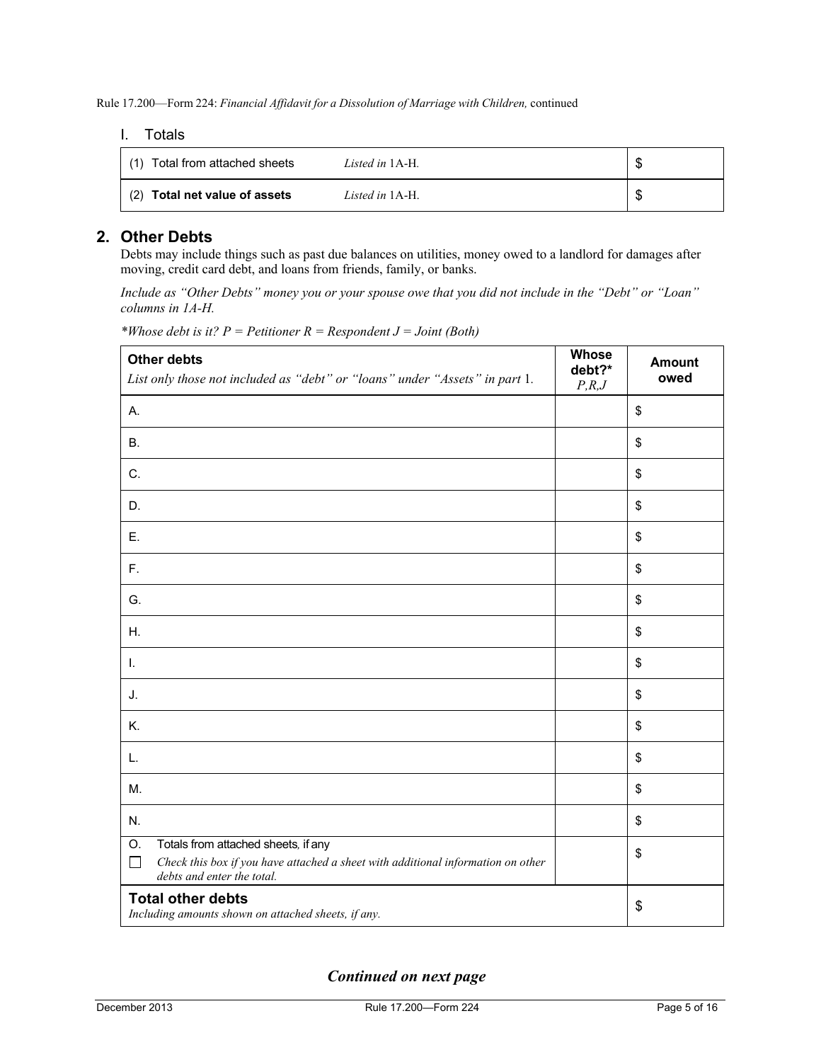### I. Totals

| | | |
|---|---|---|
| (1) Total from attached sheets | *Listed in* 1A-H. | $ |
| (2) **Total net value of assets** | *Listed in* 1A-H. | $ |

## 2. Other Debts

Debts may include things such as past due balances on utilities, money owed to a landlord for damages after moving, credit card debt, and loans from friends, family, or banks.

*Include as "Other Debts" money you or your spouse owe that you did not include in the "Debt" or "Loan" columns in 1A-H.*

**Whose debt is it? P = Petitioner R = Respondent J = Joint (Both)*

| **Other debts** *List only those not included as "debt" or "loans" under "Assets" in part* 1. | **Whose debt?*** *P,R,J* | **Amount owed** |
|---|---|---|
| A. | | $ |
| B. | | $ |
| C. | | $ |
| D. | | $ |
| E. | | $ |
| F. | | $ |
| G. | | $ |
| H. | | $ |
| I. | | $ |
| J. | | $ |
| K. | | $ |
| L. | | $ |
| M. | | $ |
| N. | | $ |
| O. Totals from attached sheets, if any ☐ *Check this box if you have attached a sheet with additional information on other debts and enter the total.* | | $ |
| **Total other debts** *Including amounts shown on attached sheets, if any.* | | $ |

***Continued on next page***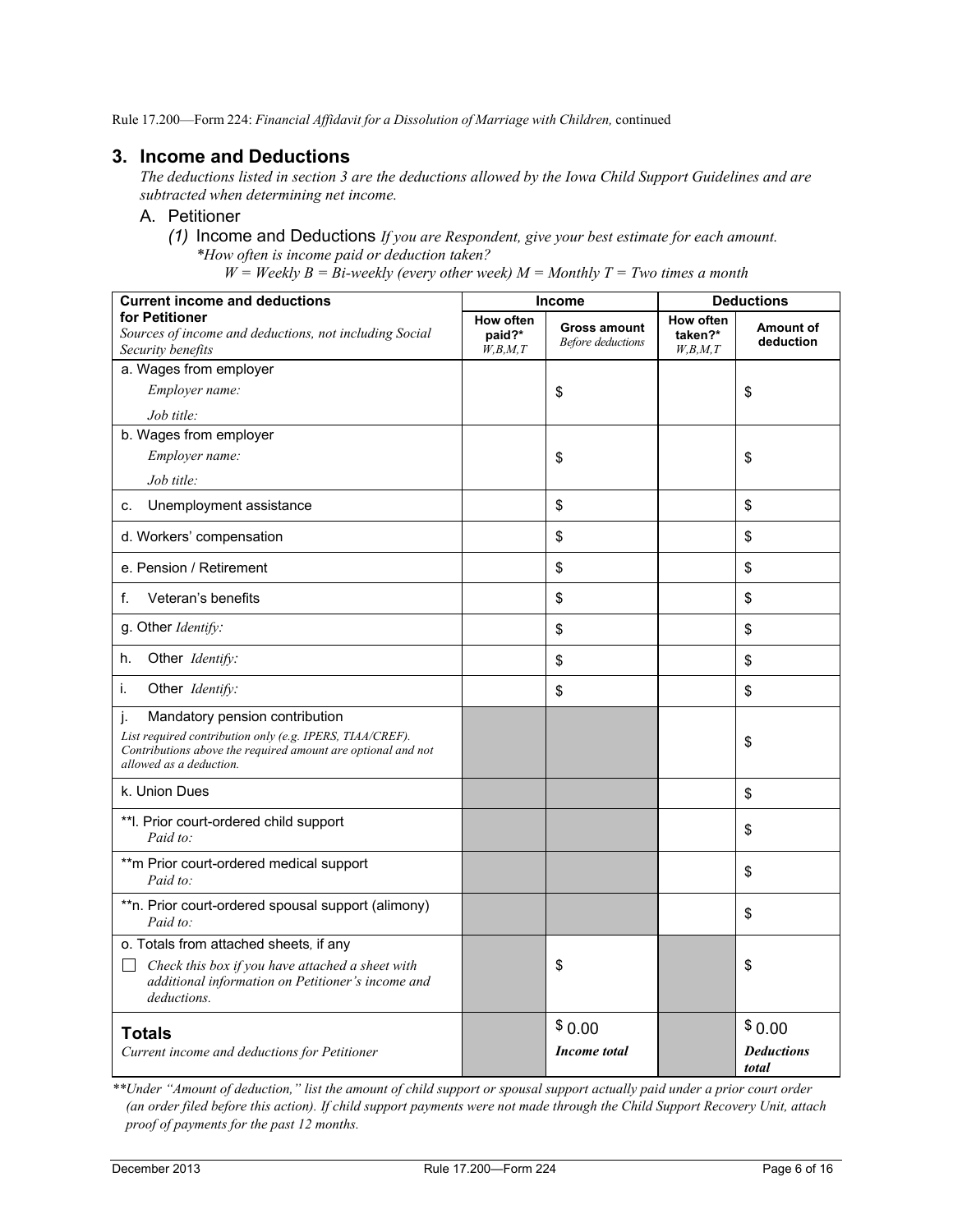Rule 17.200—Form 224: *Financial Affidavit for a Dissolution of Marriage with Children,* continued

## 3. Income and Deductions

*The deductions listed in section 3 are the deductions allowed by the Iowa Child Support Guidelines and are subtracted when determining net income.*

### A. Petitioner

*(1)* Income and Deductions *If you are Respondent, give your best estimate for each amount.*
*\*How often is income paid or deduction taken?*
*W = Weekly B = Bi-weekly (every other week) M = Monthly T = Two times a month*

| **Current income and deductions for Petitioner** *Sources of income and deductions, not including Social Security benefits* | **Income** | | **Deductions** | |
|---|---|---|---|---|
| | **How often paid?\*** *W,B,M,T* | **Gross amount** *Before deductions* | **How often taken?\*** *W,B,M,T* | **Amount of deduction** |
| a. Wages from employer *Employer name:* *Job title:* | | $ | | $ |
| b. Wages from employer *Employer name:* *Job title:* | | $ | | $ |
| c. Unemployment assistance | | $ | | $ |
| d. Workers' compensation | | $ | | $ |
| e. Pension / Retirement | | $ | | $ |
| f. Veteran's benefits | | $ | | $ |
| g. Other *Identify:* | | $ | | $ |
| h. Other *Identify:* | | $ | | $ |
| i. Other *Identify:* | | $ | | $ |
| j. Mandatory pension contribution *List required contribution only (e.g. IPERS, TIAA/CREF). Contributions above the required amount are optional and not allowed as a deduction.* | | | | $ |
| k. Union Dues | | | | $ |
| \*\*l. Prior court-ordered child support *Paid to:* | | | | $ |
| \*\*m Prior court-ordered medical support *Paid to:* | | | | $ |
| \*\*n. Prior court-ordered spousal support (alimony) *Paid to:* | | | | $ |
| o. Totals from attached sheets, if any ☐ *Check this box if you have attached a sheet with additional information on Petitioner's income and deductions.* | | $ | | $ |
| **Totals** *Current income and deductions for Petitioner* | | $ 0.00 ***Income total*** | | $ 0.00 ***Deductions total*** |

*\*\*Under "Amount of deduction," list the amount of child support or spousal support actually paid under a prior court order (an order filed before this action). If child support payments were not made through the Child Support Recovery Unit, attach proof of payments for the past 12 months.*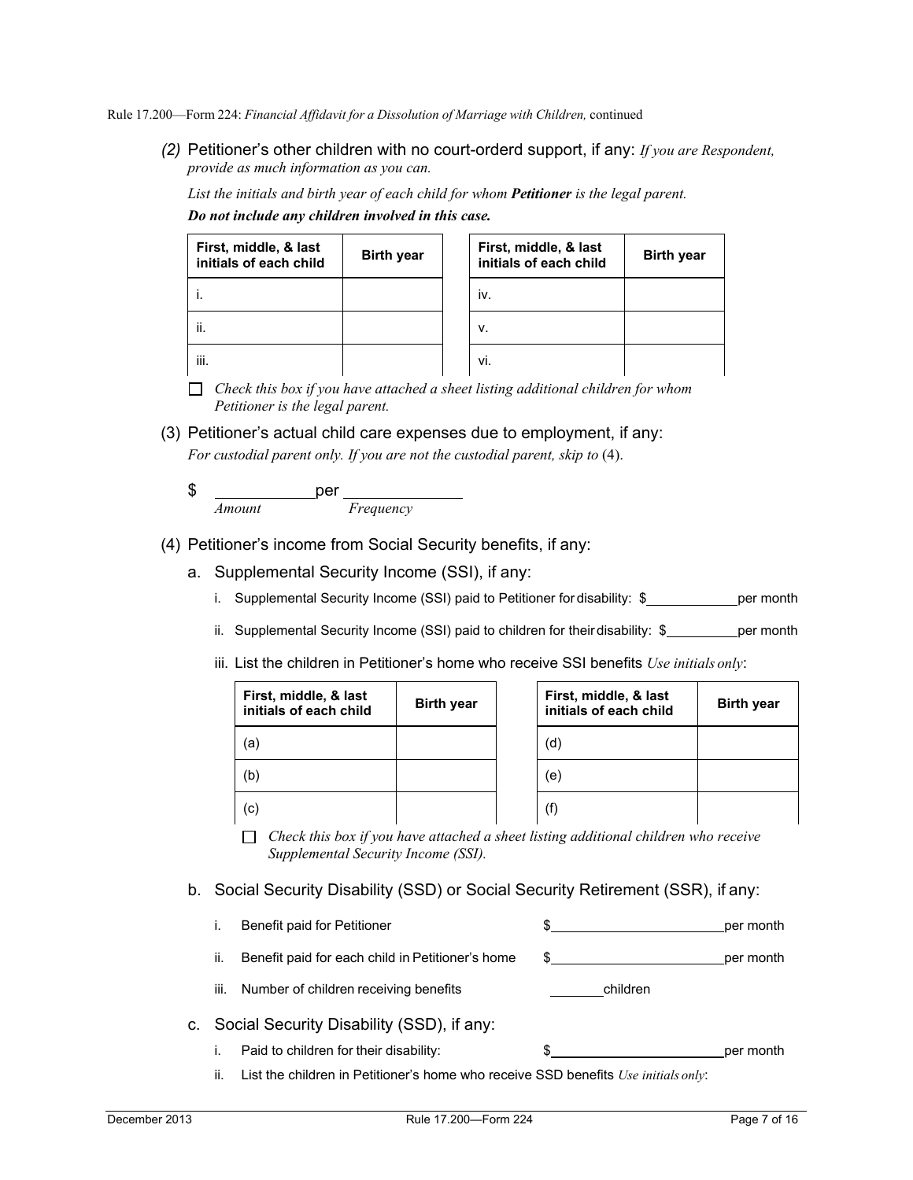(2) Petitioner's other children with no court-orderd support, if any: *If you are Respondent, provide as much information as you can.*

*List the initials and birth year of each child for whom* ***Petitioner*** *is the legal parent.*

***Do not include any children involved in this case.***

| First, middle, & last initials of each child | Birth year | First, middle, & last initials of each child | Birth year |
|---|---|---|---|
| i. | | iv. | |
| ii. | | v. | |
| iii. | | vi. | |

☐ *Check this box if you have attached a sheet listing additional children for whom Petitioner is the legal parent.*

(3) Petitioner's actual child care expenses due to employment, if any:

*For custodial parent only. If you are not the custodial parent, skip to* (4).

$ ____________ per ______________
*Amount* *Frequency*

(4) Petitioner's income from Social Security benefits, if any:

a. Supplemental Security Income (SSI), if any:

i. Supplemental Security Income (SSI) paid to Petitioner for disability: $____________ per month

ii. Supplemental Security Income (SSI) paid to children for their disability: $__________ per month

iii. List the children in Petitioner's home who receive SSI benefits *Use initials only*:

| First, middle, & last initials of each child | Birth year | First, middle, & last initials of each child | Birth year |
|---|---|---|---|
| (a) | | (d) | |
| (b) | | (e) | |
| (c) | | (f) | |

☐ *Check this box if you have attached a sheet listing additional children who receive Supplemental Security Income (SSI).*

b. Social Security Disability (SSD) or Social Security Retirement (SSR), if any:

i. Benefit paid for Petitioner $______________________ per month

ii. Benefit paid for each child in Petitioner's home $______________________ per month

iii. Number of children receiving benefits ________ children

c. Social Security Disability (SSD), if any:

i. Paid to children for their disability: $______________________ per month

ii. List the children in Petitioner's home who receive SSD benefits *Use initials only*: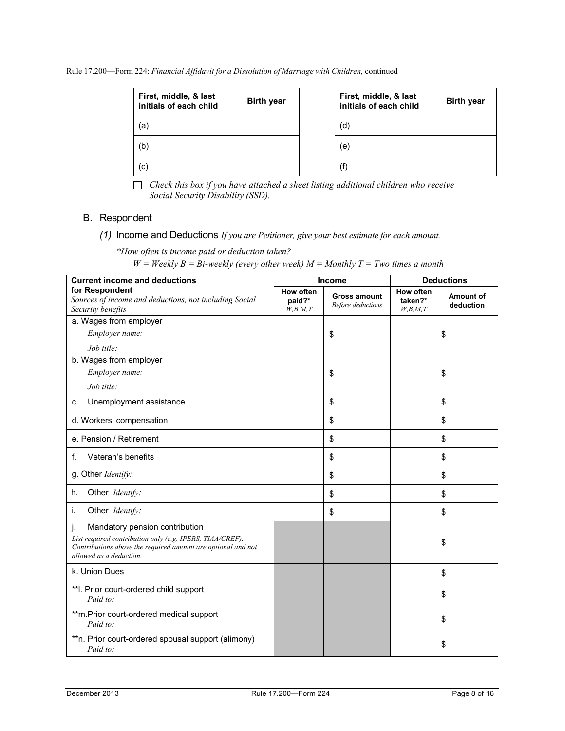Rule 17.200—Form 224: *Financial Affidavit for a Dissolution of Marriage with Children,* continued

| First, middle, & last initials of each child | Birth year |
|---|---|
| (a) | |
| (b) | |
| (c) | |

| First, middle, & last initials of each child | Birth year |
|---|---|
| (d) | |
| (e) | |
| (f) | |

☐ *Check this box if you have attached a sheet listing additional children who receive Social Security Disability (SSD).*

## B. Respondent

### *(1)* Income and Deductions *If you are Petitioner, give your best estimate for each amount.*

*\*How often is income paid or deduction taken?*
*W = Weekly B = Bi-weekly (every other week) M = Monthly T = Two times a month*

| **Current income and deductions for Respondent** *Sources of income and deductions, not including Social Security benefits* | **Income** | | **Deductions** | |
|---|---|---|---|---|
| | **How often paid?\*** *W,B,M,T* | **Gross amount** *Before deductions* | **How often taken?\*** *W,B,M,T* | **Amount of deduction** |
| a. Wages from employer<br>*Employer name:*<br>*Job title:* | | $ | | $ |
| b. Wages from employer<br>*Employer name:*<br>*Job title:* | | $ | | $ |
| c. Unemployment assistance | | $ | | $ |
| d. Workers' compensation | | $ | | $ |
| e. Pension / Retirement | | $ | | $ |
| f. Veteran's benefits | | $ | | $ |
| g. Other *Identify:* | | $ | | $ |
| h. Other *Identify:* | | $ | | $ |
| i. Other *Identify:* | | $ | | $ |
| j. Mandatory pension contribution<br>*List required contribution only (e.g. IPERS, TIAA/CREF). Contributions above the required amount are optional and not allowed as a deduction.* | | | | $ |
| k. Union Dues | | | | $ |
| \*\*l. Prior court-ordered child support<br>*Paid to:* | | | | $ |
| \*\*m. Prior court-ordered medical support<br>*Paid to:* | | | | $ |
| \*\*n. Prior court-ordered spousal support (alimony)<br>*Paid to:* | | | | $ |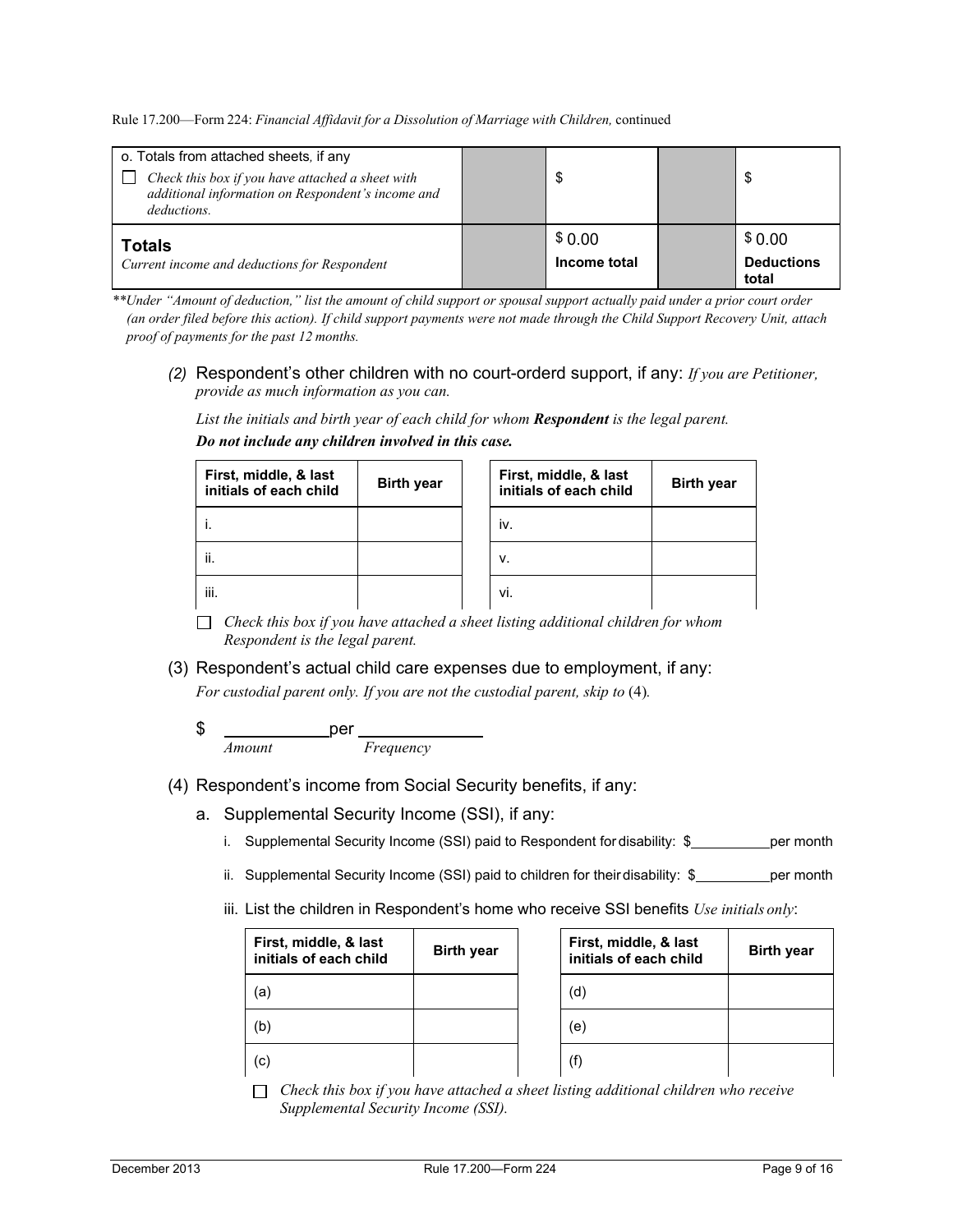| o. Totals from attached sheets, if any<br>☐ *Check this box if you have attached a sheet with additional information on Respondent's income and deductions.* | | $ | | $ |
|---|---|---|---|---|
| **Totals**<br>*Current income and deductions for Respondent* | | $ 0.00<br>**Income total** | | $ 0.00<br>**Deductions total** |

*\*\*Under "Amount of deduction," list the amount of child support or spousal support actually paid under a prior court order (an order filed before this action). If child support payments were not made through the Child Support Recovery Unit, attach proof of payments for the past 12 months.*

*(2)* Respondent's other children with no court-orderd support, if any: *If you are Petitioner, provide as much information as you can.*

*List the initials and birth year of each child for whom **Respondent** is the legal parent.*

***Do not include any children involved in this case.***

| First, middle, & last initials of each child | Birth year | First, middle, & last initials of each child | Birth year |
|---|---|---|---|
| i. | | iv. | |
| ii. | | v. | |
| iii. | | vi. | |

☐ *Check this box if you have attached a sheet listing additional children for whom Respondent is the legal parent.*

(3) Respondent's actual child care expenses due to employment, if any:

*For custodial parent only. If you are not the custodial parent, skip to* (4)*.*

$ ____________ per ______________
*Amount* *Frequency*

(4) Respondent's income from Social Security benefits, if any:

a. Supplemental Security Income (SSI), if any:

i. Supplemental Security Income (SSI) paid to Respondent for disability: $__________ per month

ii. Supplemental Security Income (SSI) paid to children for their disability: $__________ per month

iii. List the children in Respondent's home who receive SSI benefits *Use initials only*:

| First, middle, & last initials of each child | Birth year | First, middle, & last initials of each child | Birth year |
|---|---|---|---|
| (a) | | (d) | |
| (b) | | (e) | |
| (c) | | (f) | |

☐ *Check this box if you have attached a sheet listing additional children who receive Supplemental Security Income (SSI).*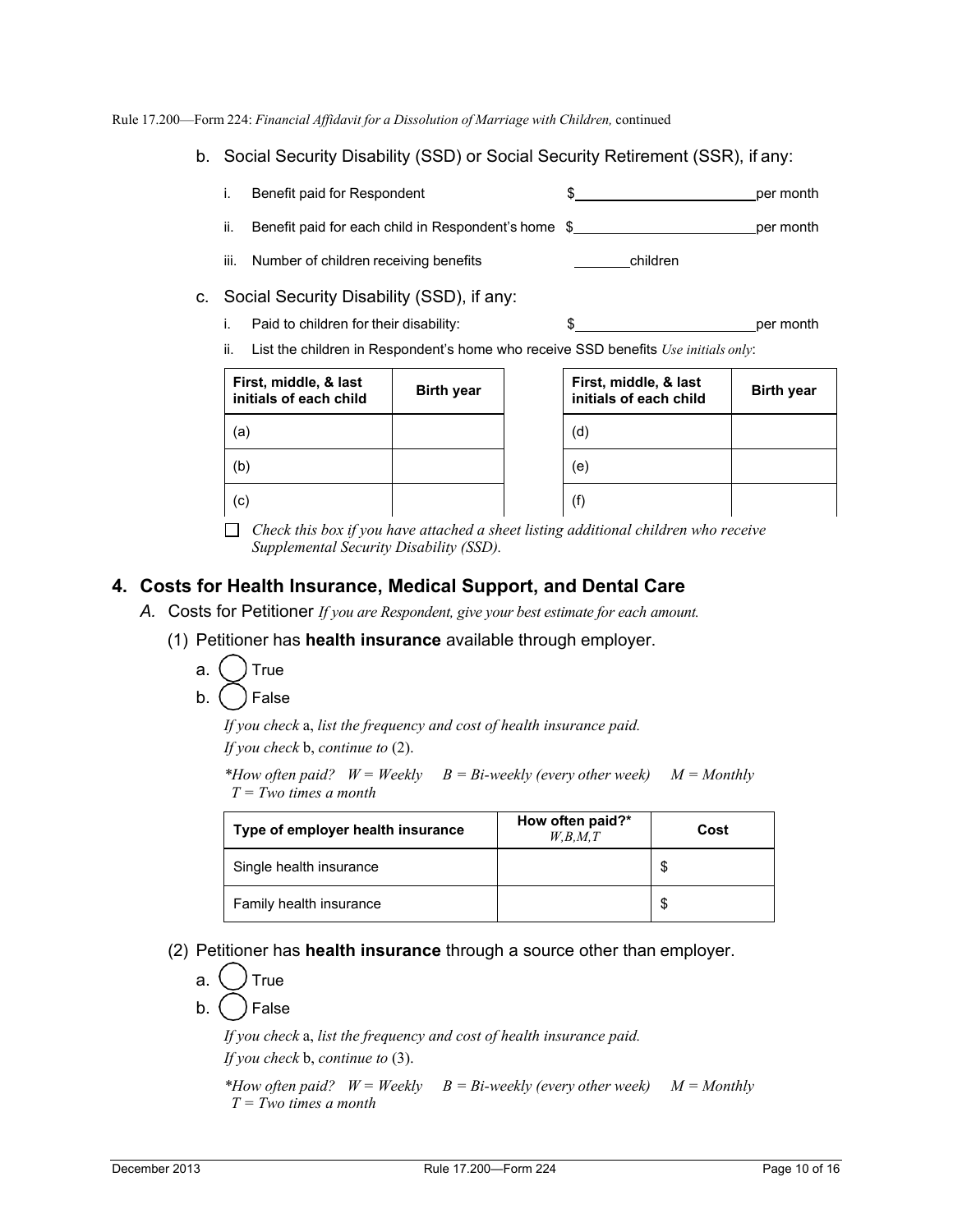b. Social Security Disability (SSD) or Social Security Retirement (SSR), if any:

i. Benefit paid for Respondent $\_\_\_\_\_\_\_\_\_\_\_\_\_\_\_\_\_\_\_\_\_\_\_ per month

ii. Benefit paid for each child in Respondent's home $\_\_\_\_\_\_\_\_\_\_\_\_\_\_\_\_\_\_\_\_\_\_\_ per month

iii. Number of children receiving benefits \_\_\_\_\_\_\_\_ children

c. Social Security Disability (SSD), if any:

i. Paid to children for their disability: $\_\_\_\_\_\_\_\_\_\_\_\_\_\_\_\_\_\_\_\_\_\_\_ per month

ii. List the children in Respondent's home who receive SSD benefits *Use initials only*:

| First, middle, & last initials of each child | Birth year |
|---|---|
| (a) | |
| (b) | |
| (c) | |

| First, middle, & last initials of each child | Birth year |
|---|---|
| (d) | |
| (e) | |
| (f) | |

☐ *Check this box if you have attached a sheet listing additional children who receive Supplemental Security Disability (SSD).*

## 4. Costs for Health Insurance, Medical Support, and Dental Care

*A.* Costs for Petitioner *If you are Respondent, give your best estimate for each amount.*

(1) Petitioner has **health insurance** available through employer.

a. ◯ True

b. ◯ False

*If you check* a, *list the frequency and cost of health insurance paid.*
*If you check* b, *continue to* (2).

*\*How often paid? W = Weekly B = Bi-weekly (every other week) M = Monthly T = Two times a month*

| Type of employer health insurance | How often paid?* *W,B,M,T* | Cost |
|---|---|---|
| Single health insurance | | $ |
| Family health insurance | | $ |

(2) Petitioner has **health insurance** through a source other than employer.

a. ◯ True

b. ◯ False

*If you check* a, *list the frequency and cost of health insurance paid.*
*If you check* b, *continue to* (3).

*\*How often paid? W = Weekly B = Bi-weekly (every other week) M = Monthly T = Two times a month*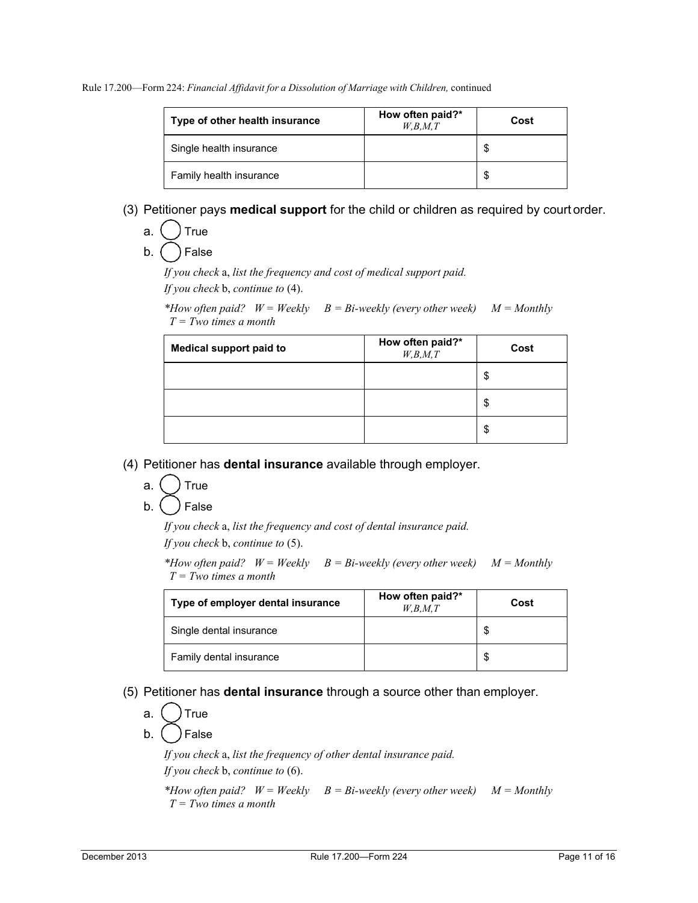| Type of other health insurance | How often paid?* *W,B,M,T* | Cost |
|---|---|---|
| Single health insurance | | $ |
| Family health insurance | | $ |

(3) Petitioner pays **medical support** for the child or children as required by court order.

a. ◯ True

b. ◯ False

*If you check* a, *list the frequency and cost of medical support paid.*

*If you check* b, *continue to* (4).

*\*How often paid? W = Weekly B = Bi-weekly (every other week) M = Monthly T = Two times a month*

| Medical support paid to | How often paid?* *W,B,M,T* | Cost |
|---|---|---|
| | | $ |
| | | $ |
| | | $ |

(4) Petitioner has **dental insurance** available through employer.

a. ◯ True

b. ◯ False

*If you check* a, *list the frequency and cost of dental insurance paid.*

*If you check* b, *continue to* (5).

*\*How often paid? W = Weekly B = Bi-weekly (every other week) M = Monthly T = Two times a month*

| Type of employer dental insurance | How often paid?* *W,B,M,T* | Cost |
|---|---|---|
| Single dental insurance | | $ |
| Family dental insurance | | $ |

(5) Petitioner has **dental insurance** through a source other than employer.

a. ◯ True

b. ◯ False

*If you check* a, *list the frequency of other dental insurance paid.*

*If you check* b, *continue to* (6).

*\*How often paid? W = Weekly B = Bi-weekly (every other week) M = Monthly T = Two times a month*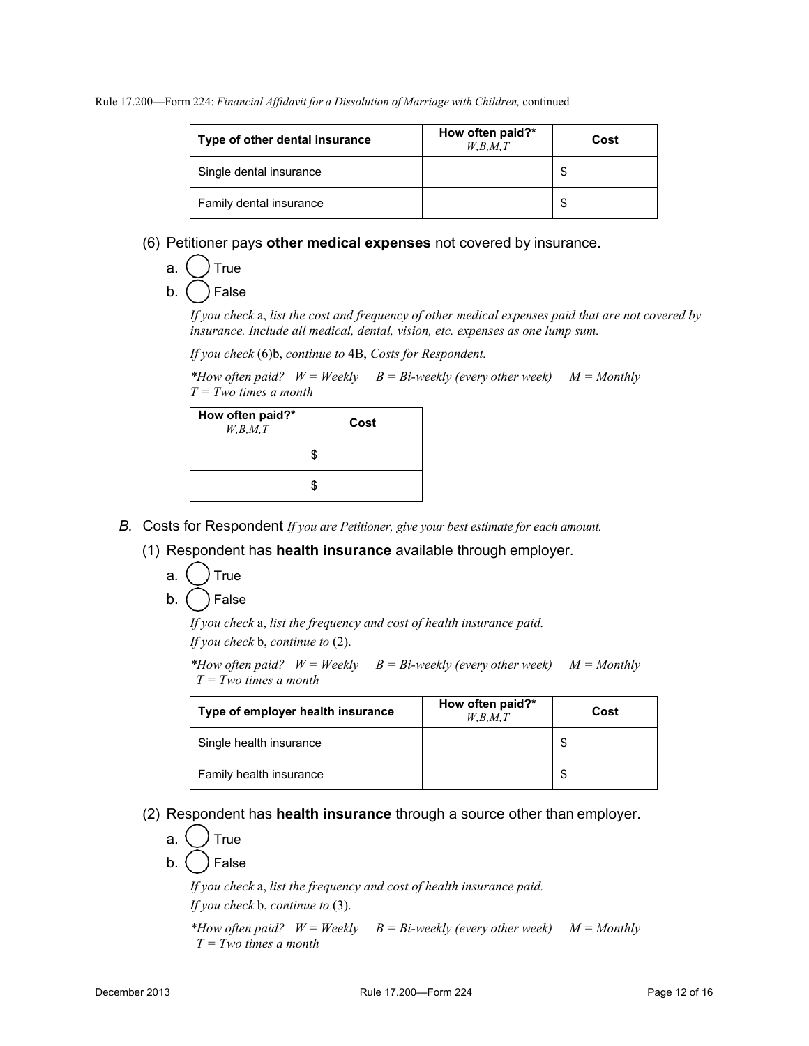| Type of other dental insurance | How often paid?* *W,B,M,T* | Cost |
|---|---|---|
| Single dental insurance | | $ |
| Family dental insurance | | $ |

(6) Petitioner pays **other medical expenses** not covered by insurance.

a. ◯ True

b. ◯ False

*If you check* a, *list the cost and frequency of other medical expenses paid that are not covered by insurance. Include all medical, dental, vision, etc. expenses as one lump sum.*

*If you check* (6)b, *continue to* 4B, *Costs for Respondent.*

*\*How often paid? W = Weekly B = Bi-weekly (every other week) M = Monthly T = Two times a month*

| How often paid?* *W,B,M,T* | Cost |
|---|---|
| | $ |
| | $ |

*B.* Costs for Respondent *If you are Petitioner, give your best estimate for each amount.*

(1) Respondent has **health insurance** available through employer.

a. ◯ True

b. ◯ False

*If you check* a, *list the frequency and cost of health insurance paid.*

*If you check* b, *continue to* (2).

*\*How often paid? W = Weekly B = Bi-weekly (every other week) M = Monthly T = Two times a month*

| Type of employer health insurance | How often paid?* *W,B,M,T* | Cost |
|---|---|---|
| Single health insurance | | $ |
| Family health insurance | | $ |

(2) Respondent has **health insurance** through a source other than employer.

a. ◯ True

b. ◯ False

*If you check* a, *list the frequency and cost of health insurance paid.*

*If you check* b, *continue to* (3).

*\*How often paid? W = Weekly B = Bi-weekly (every other week) M = Monthly T = Two times a month*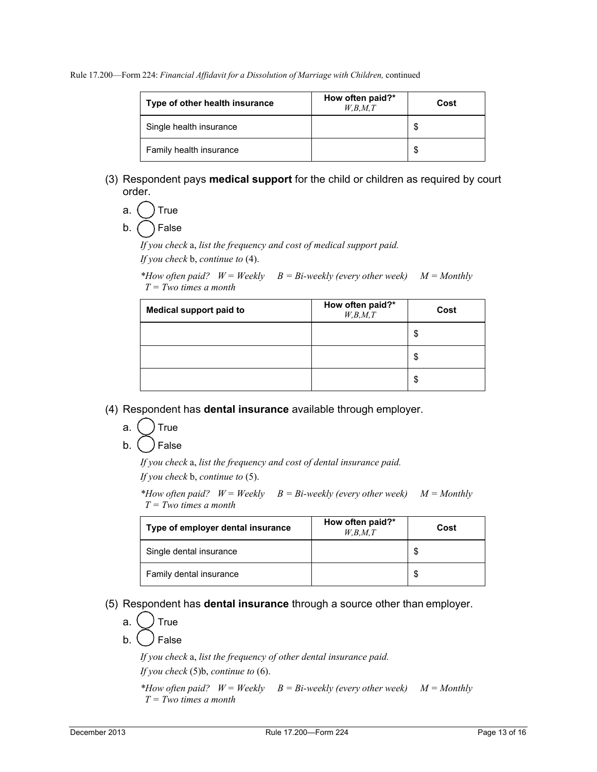| Type of other health insurance | How often paid?* *W,B,M,T* | Cost |
| --- | --- | --- |
| Single health insurance | | $ |
| Family health insurance | | $ |

(3) Respondent pays **medical support** for the child or children as required by court order.

a. ◯ True

b. ◯ False

*If you check* a, *list the frequency and cost of medical support paid.*
*If you check* b, *continue to* (4).

*\*How often paid? W = Weekly B = Bi-weekly (every other week) M = Monthly T = Two times a month*

| Medical support paid to | How often paid?* *W,B,M,T* | Cost |
| --- | --- | --- |
| | | $ |
| | | $ |
| | | $ |

(4) Respondent has **dental insurance** available through employer.

a. ◯ True

b. ◯ False

*If you check* a, *list the frequency and cost of dental insurance paid.*
*If you check* b, *continue to* (5).

*\*How often paid? W = Weekly B = Bi-weekly (every other week) M = Monthly T = Two times a month*

| Type of employer dental insurance | How often paid?* *W,B,M,T* | Cost |
| --- | --- | --- |
| Single dental insurance | | $ |
| Family dental insurance | | $ |

(5) Respondent has **dental insurance** through a source other than employer.

a. ◯ True

b. ◯ False

*If you check* a, *list the frequency of other dental insurance paid.*
*If you check* (5)b, *continue to* (6).

*\*How often paid? W = Weekly B = Bi-weekly (every other week) M = Monthly T = Two times a month*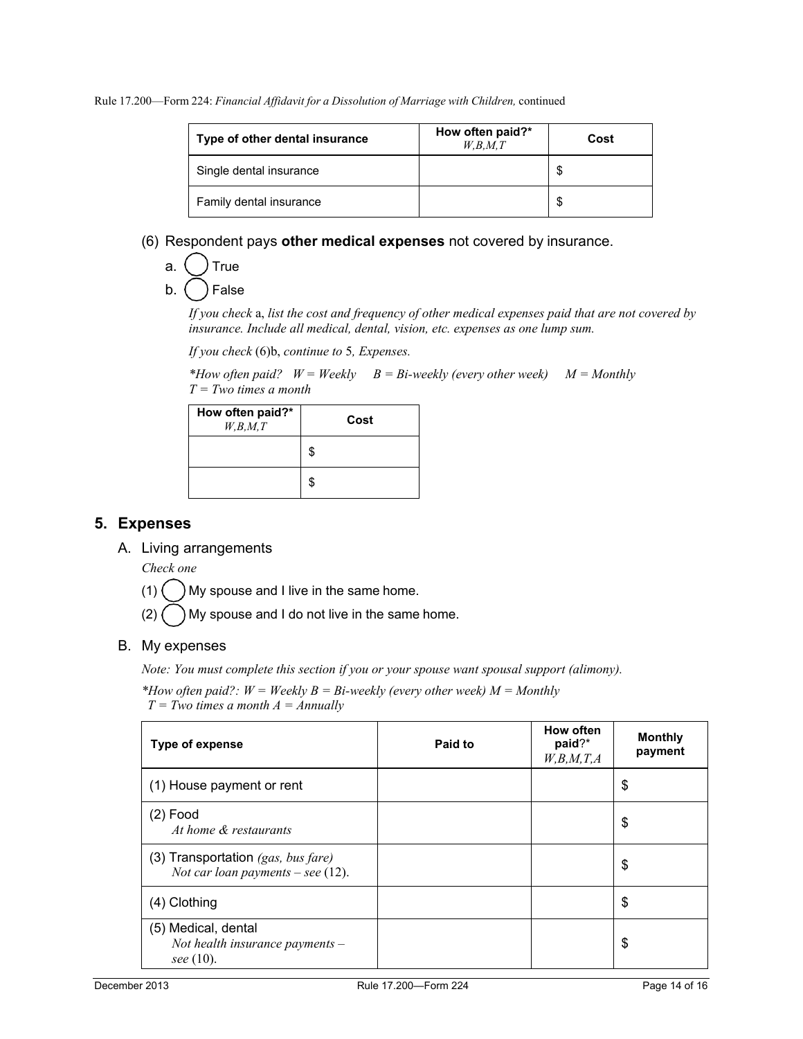| Type of other dental insurance | How often paid?* *W,B,M,T* | Cost |
| --- | --- | --- |
| Single dental insurance | | $ |
| Family dental insurance | | $ |

(6) Respondent pays **other medical expenses** not covered by insurance.

a. ◯ True

b. ◯ False

*If you check* a, *list the cost and frequency of other medical expenses paid that are not covered by insurance. Include all medical, dental, vision, etc. expenses as one lump sum.*

*If you check* (6)b, *continue to* 5*, Expenses.*

*\*How often paid? W = Weekly B = Bi-weekly (every other week) M = Monthly T = Two times a month*

| How often paid?* *W,B,M,T* | Cost |
| --- | --- |
| | $ |
| | $ |

## 5. Expenses

### A. Living arrangements

*Check one*

(1) ◯ My spouse and I live in the same home.

(2) ◯ My spouse and I do not live in the same home.

### B. My expenses

*Note: You must complete this section if you or your spouse want spousal support (alimony).*

*\*How often paid?: W = Weekly B = Bi-weekly (every other week) M = Monthly T = Two times a month A = Annually*

| Type of expense | Paid to | How often paid?* *W,B,M,T,A* | Monthly payment |
| --- | --- | --- | --- |
| (1) House payment or rent | | | $ |
| (2) Food *At home & restaurants* | | | $ |
| (3) Transportation *(gas, bus fare) Not car loan payments – see* (12). | | | $ |
| (4) Clothing | | | $ |
| (5) Medical, dental *Not health insurance payments – see* (10). | | | $ |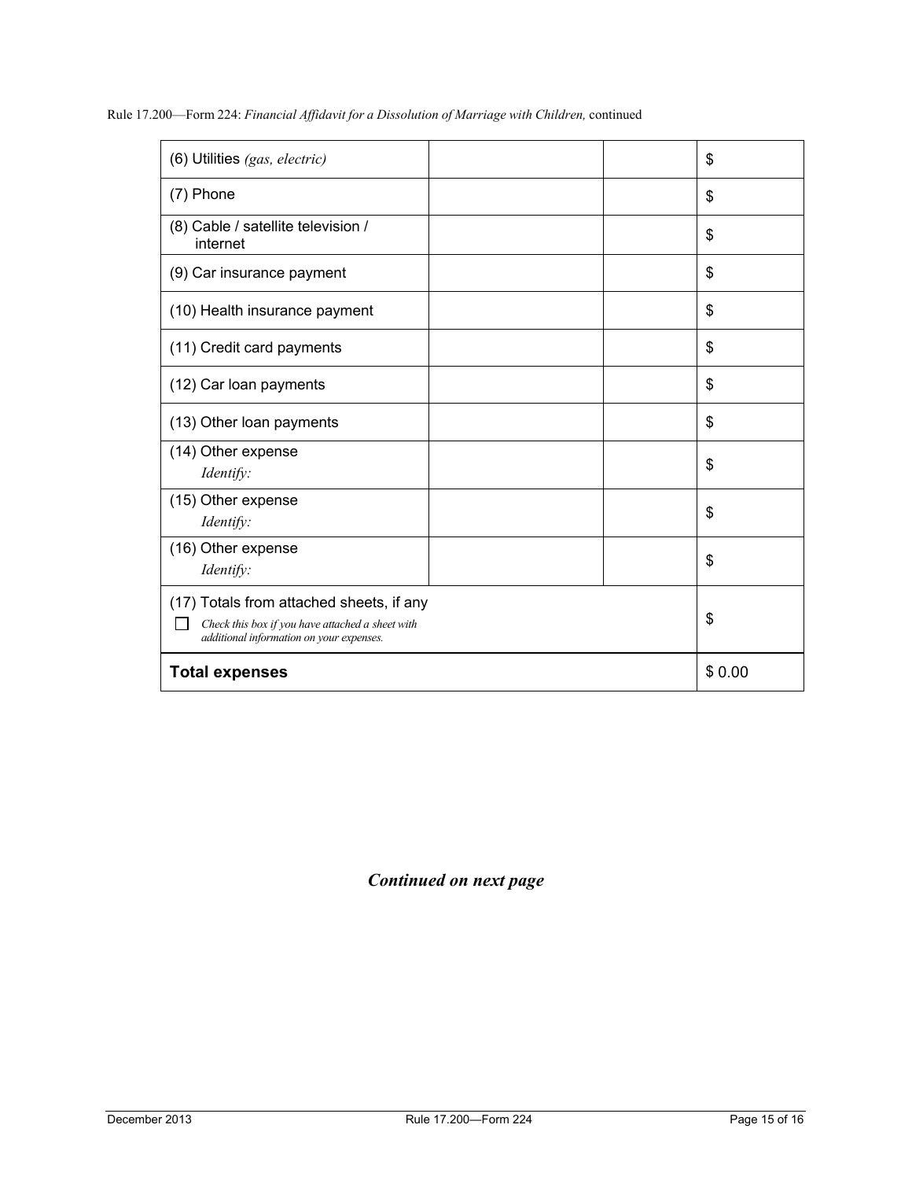| (6) Utilities *(gas, electric)* | | | $ |
|---|---|---|---|
| (7) Phone | | | $ |
| (8) Cable / satellite television / internet | | | $ |
| (9) Car insurance payment | | | $ |
| (10) Health insurance payment | | | $ |
| (11) Credit card payments | | | $ |
| (12) Car loan payments | | | $ |
| (13) Other loan payments | | | $ |
| (14) Other expense *Identify:* | | | $ |
| (15) Other expense *Identify:* | | | $ |
| (16) Other expense *Identify:* | | | $ |
| (17) Totals from attached sheets, if any ☐ *Check this box if you have attached a sheet with additional information on your expenses.* | | | $ |
| **Total expenses** | | | $ 0.00 |

***Continued on next page***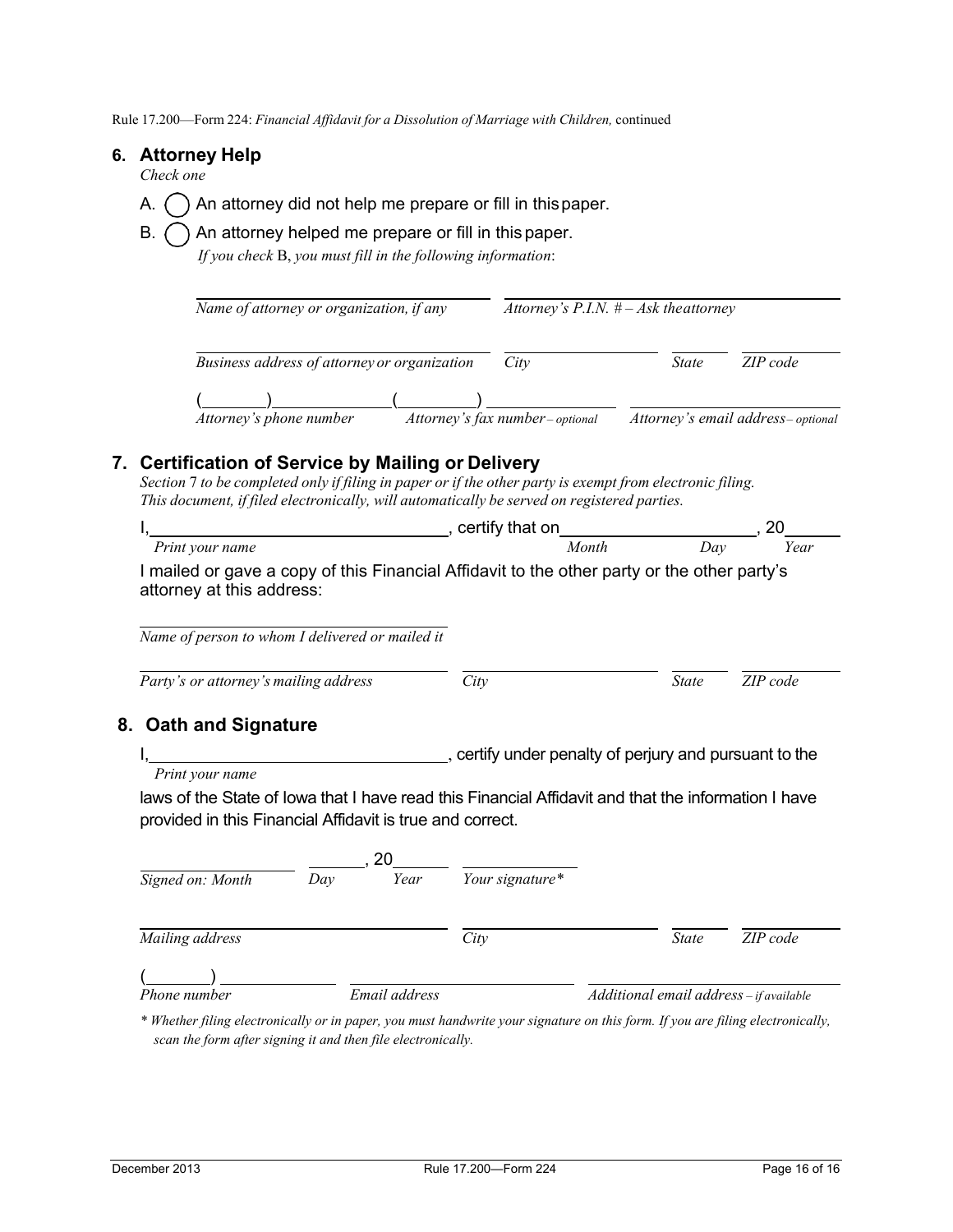Rule 17.200—Form 224: *Financial Affidavit for a Dissolution of Marriage with Children,* continued

## 6. Attorney Help

*Check one*

A. ◯ An attorney did not help me prepare or fill in this paper.

B. ◯ An attorney helped me prepare or fill in this paper.

*If you check* B, *you must fill in the following information*:

______________________________ ______________________________
*Name of attorney or organization, if any* *Attorney's P.I.N. # – Ask the attorney*

______________________________ ______________ ______ __________
*Business address of attorney or organization* *City* *State* *ZIP code*

(______)__________ (______) __________ ______________________
*Attorney's phone number* *Attorney's fax number – optional* *Attorney's email address – optional*

## 7. Certification of Service by Mailing or Delivery

*Section 7 to be completed only if filing in paper or if the other party is exempt from electronic filing. This document, if filed electronically, will automatically be served on registered parties.*

I, ______________________________, certify that on ____________________, 20______
*Print your name* *Month* *Day* *Year*

I mailed or gave a copy of this Financial Affidavit to the other party or the other party's attorney at this address:

______________________________
*Name of person to whom I delivered or mailed it*

______________________________ ______________ ______ __________
*Party's or attorney's mailing address* *City* *State* *ZIP code*

## 8. Oath and Signature

I, ______________________________, certify under penalty of perjury and pursuant to the
*Print your name*

laws of the State of Iowa that I have read this Financial Affidavit and that the information I have provided in this Financial Affidavit is true and correct.

______________ ______, 20______ ______________
*Signed on: Month* *Day* *Year* *Your signature\**

______________________________ ______________ ______ __________
*Mailing address* *City* *State* *ZIP code*

(______) __________ ______________________ ______________________
*Phone number* *Email address* *Additional email address – if available*

*\* Whether filing electronically or in paper, you must handwrite your signature on this form. If you are filing electronically, scan the form after signing it and then file electronically.*